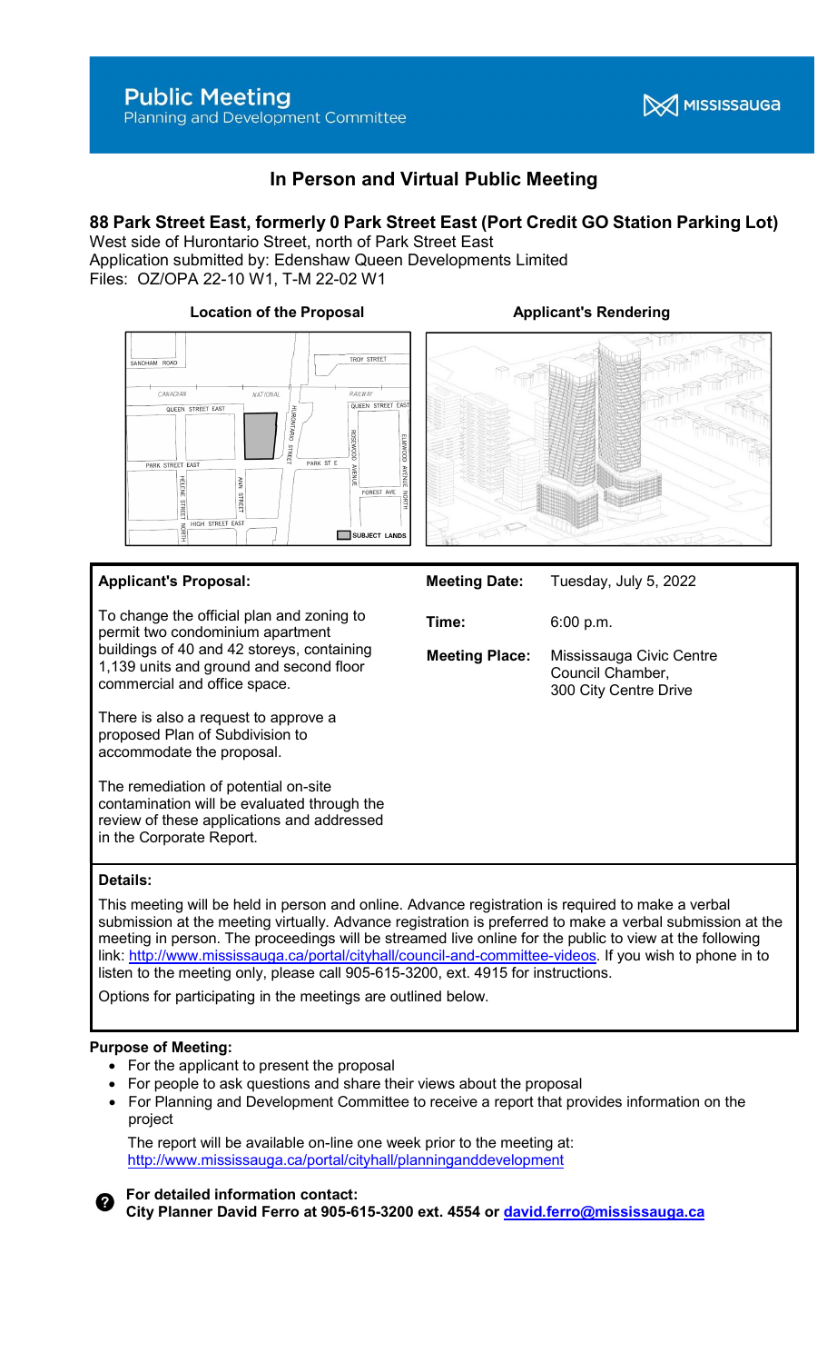# Public Meeting
Planning and Development Committee

MISSISSAUGA

## In Person and Virtual Public Meeting

### 88 Park Street East, formerly 0 Park Street East (Port Credit GO Station Parking Lot)

West side of Hurontario Street, north of Park Street East
Application submitted by: Edenshaw Queen Developments Limited
Files: OZ/OPA 22-10 W1, T-M 22-02 W1

**Location of the Proposal**

SANDHAM ROAD
TROY STREET
CANADIAN NATIONAL RAILWAY
QUEEN STREET EAST
QUEEN STREET EAST
HURONTARIO STREET
ROSEWOOD AVENUE
ELMWOOD AVENUE NORTH
PARK STREET EAST
PARK ST E
FOREST AVE
HELENE STREET NORTH
ANN STREET
HIGH STREET EAST
SUBJECT LANDS

**Applicant's Rendering**

**Applicant's Proposal:**

To change the official plan and zoning to permit two condominium apartment buildings of 40 and 42 storeys, containing 1,139 units and ground and second floor commercial and office space.

There is also a request to approve a proposed Plan of Subdivision to accommodate the proposal.

The remediation of potential on-site contamination will be evaluated through the review of these applications and addressed in the Corporate Report.

**Meeting Date:** Tuesday, July 5, 2022

**Time:** 6:00 p.m.

**Meeting Place:** Mississauga Civic Centre Council Chamber, 300 City Centre Drive

**Details:**

This meeting will be held in person and online. Advance registration is required to make a verbal submission at the meeting virtually. Advance registration is preferred to make a verbal submission at the meeting in person. The proceedings will be streamed live online for the public to view at the following link: http://www.mississauga.ca/portal/cityhall/council-and-committee-videos. If you wish to phone in to listen to the meeting only, please call 905-615-3200, ext. 4915 for instructions.

Options for participating in the meetings are outlined below.

**Purpose of Meeting:**

- For the applicant to present the proposal
- For people to ask questions and share their views about the proposal
- For Planning and Development Committee to receive a report that provides information on the project

The report will be available on-line one week prior to the meeting at: http://www.mississauga.ca/portal/cityhall/planninganddevelopment

**For detailed information contact:**
**City Planner David Ferro at 905-615-3200 ext. 4554 or david.ferro@mississauga.ca**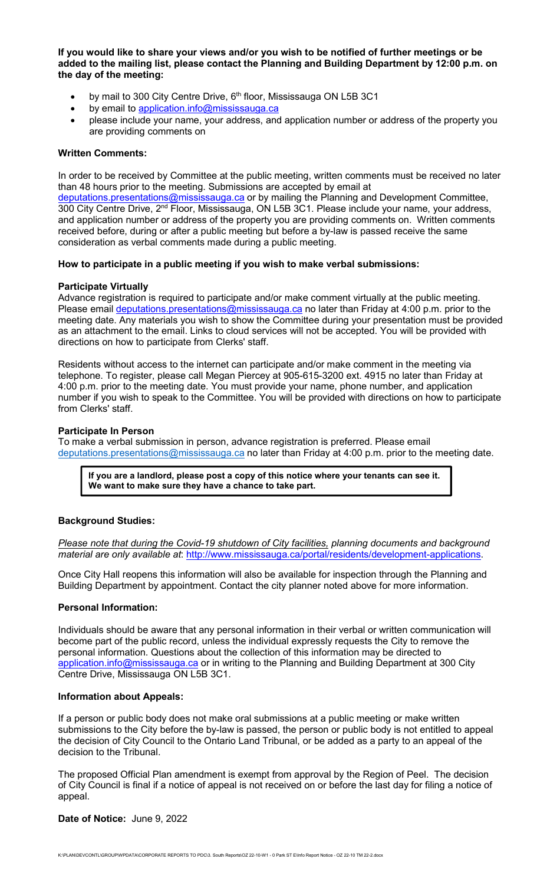**If you would like to share your views and/or you wish to be notified of further meetings or be added to the mailing list, please contact the Planning and Building Department by 12:00 p.m. on the day of the meeting:**

- by mail to 300 City Centre Drive, 6th floor, Mississauga ON L5B 3C1
- by email to application.info@mississauga.ca
- please include your name, your address, and application number or address of the property you are providing comments on

**Written Comments:**

In order to be received by Committee at the public meeting, written comments must be received no later than 48 hours prior to the meeting. Submissions are accepted by email at deputations.presentations@mississauga.ca or by mailing the Planning and Development Committee, 300 City Centre Drive, 2nd Floor, Mississauga, ON L5B 3C1. Please include your name, your address, and application number or address of the property you are providing comments on. Written comments received before, during or after a public meeting but before a by-law is passed receive the same consideration as verbal comments made during a public meeting.

**How to participate in a public meeting if you wish to make verbal submissions:**

**Participate Virtually**
Advance registration is required to participate and/or make comment virtually at the public meeting. Please email deputations.presentations@mississauga.ca no later than Friday at 4:00 p.m. prior to the meeting date. Any materials you wish to show the Committee during your presentation must be provided as an attachment to the email. Links to cloud services will not be accepted. You will be provided with directions on how to participate from Clerks' staff.

Residents without access to the internet can participate and/or make comment in the meeting via telephone. To register, please call Megan Piercey at 905-615-3200 ext. 4915 no later than Friday at 4:00 p.m. prior to the meeting date. You must provide your name, phone number, and application number if you wish to speak to the Committee. You will be provided with directions on how to participate from Clerks' staff.

**Participate In Person**
To make a verbal submission in person, advance registration is preferred. Please email deputations.presentations@mississauga.ca no later than Friday at 4:00 p.m. prior to the meeting date.

**If you are a landlord, please post a copy of this notice where your tenants can see it. We want to make sure they have a chance to take part.**

**Background Studies:**

*Please note that during the Covid-19 shutdown of City facilities, planning documents and background material are only available at*: http://www.mississauga.ca/portal/residents/development-applications.

Once City Hall reopens this information will also be available for inspection through the Planning and Building Department by appointment. Contact the city planner noted above for more information.

**Personal Information:**

Individuals should be aware that any personal information in their verbal or written communication will become part of the public record, unless the individual expressly requests the City to remove the personal information. Questions about the collection of this information may be directed to application.info@mississauga.ca or in writing to the Planning and Building Department at 300 City Centre Drive, Mississauga ON L5B 3C1.

**Information about Appeals:**

If a person or public body does not make oral submissions at a public meeting or make written submissions to the City before the by-law is passed, the person or public body is not entitled to appeal the decision of City Council to the Ontario Land Tribunal, or be added as a party to an appeal of the decision to the Tribunal.

The proposed Official Plan amendment is exempt from approval by the Region of Peel. The decision of City Council is final if a notice of appeal is not received on or before the last day for filing a notice of appeal.

**Date of Notice:** June 9, 2022

K:\PLAN\DEVCONTL\GROUP\WPDATA\CORPORATE REPORTS TO PDC\3. South Reports\OZ 22-10-W1 - 0 Park ST E\Info Report Notice - OZ 22-10 TM 22-2.docx